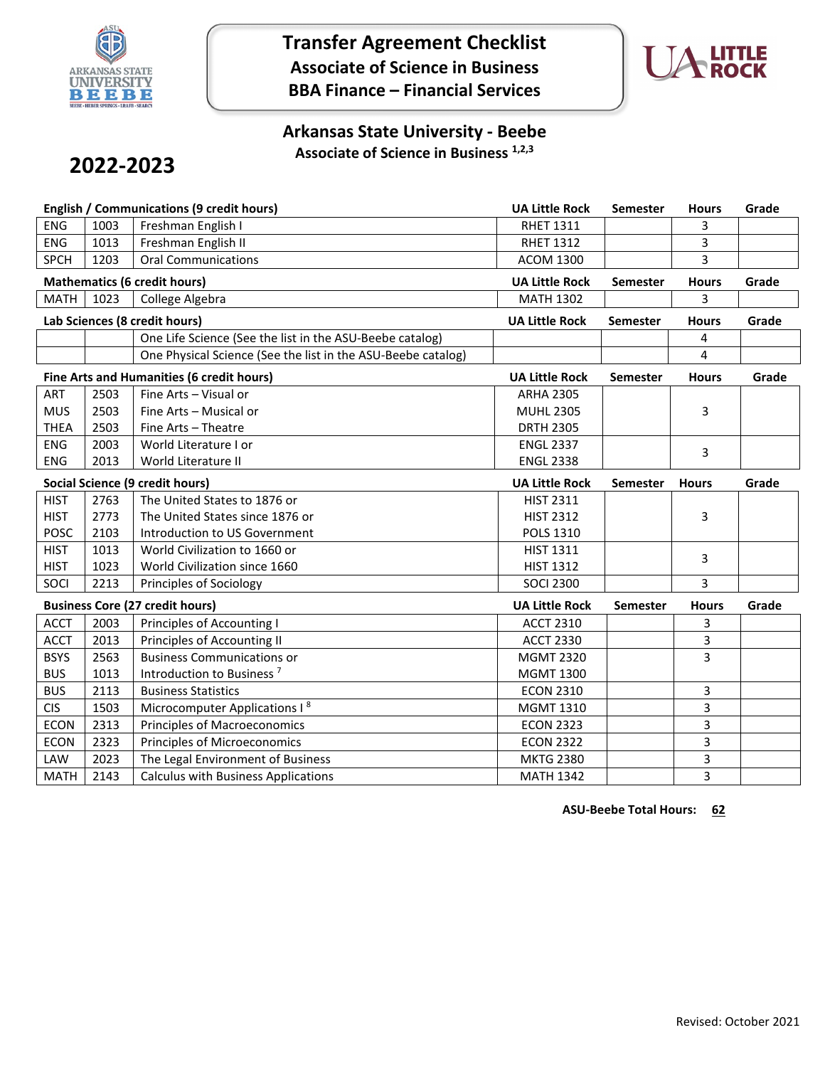# Transfer Agreement Checklist
## Associate of Science in Business
## BBA Finance – Financial Services

## Arkansas State University - Beebe
### Associate of Science in Business [1,2,3]

# 2022-2023

| English / Communications (9 credit hours) | | | UA Little Rock | Semester | Hours | Grade |
|---|---|---|---|---|---|---|
| ENG | 1003 | Freshman English I | RHET 1311 | | 3 | |
| ENG | 1013 | Freshman English II | RHET 1312 | | 3 | |
| SPCH | 1203 | Oral Communications | ACOM 1300 | | 3 | |

| Mathematics (6 credit hours) | | | UA Little Rock | Semester | Hours | Grade |
|---|---|---|---|---|---|---|
| MATH | 1023 | College Algebra | MATH 1302 | | 3 | |

| Lab Sciences (8 credit hours) | | | UA Little Rock | Semester | Hours | Grade |
|---|---|---|---|---|---|---|
| | | One Life Science (See the list in the ASU-Beebe catalog) | | | 4 | |
| | | One Physical Science (See the list in the ASU-Beebe catalog) | | | 4 | |

| Fine Arts and Humanities (6 credit hours) | | | UA Little Rock | Semester | Hours | Grade |
|---|---|---|---|---|---|---|
| ART<br>MUS<br>THEA | 2503<br>2503<br>2503 | Fine Arts – Visual or<br>Fine Arts – Musical or<br>Fine Arts – Theatre | ARHA 2305<br>MUHL 2305<br>DRTH 2305 | | 3 | |
| ENG<br>ENG | 2003<br>2013 | World Literature I or<br>World Literature II | ENGL 2337<br>ENGL 2338 | | 3 | |

| Social Science (9 credit hours) | | | UA Little Rock | Semester | Hours | Grade |
|---|---|---|---|---|---|---|
| HIST<br>HIST<br>POSC | 2763<br>2773<br>2103 | The United States to 1876 or<br>The United States since 1876 or<br>Introduction to US Government | HIST 2311<br>HIST 2312<br>POLS 1310 | | 3 | |
| HIST<br>HIST | 1013<br>1023 | World Civilization to 1660 or<br>World Civilization since 1660 | HIST 1311<br>HIST 1312 | | 3 | |
| SOCI | 2213 | Principles of Sociology | SOCI 2300 | | 3 | |

| Business Core (27 credit hours) | | | UA Little Rock | Semester | Hours | Grade |
|---|---|---|---|---|---|---|
| ACCT | 2003 | Principles of Accounting I | ACCT 2310 | | 3 | |
| ACCT | 2013 | Principles of Accounting II | ACCT 2330 | | 3 | |
| BSYS<br>BUS | 2563<br>1013 | Business Communications or<br>Introduction to Business [7] | MGMT 2320<br>MGMT 1300 | | 3 | |
| BUS | 2113 | Business Statistics | ECON 2310 | | 3 | |
| CIS | 1503 | Microcomputer Applications I [8] | MGMT 1310 | | 3 | |
| ECON | 2313 | Principles of Macroeconomics | ECON 2323 | | 3 | |
| ECON | 2323 | Principles of Microeconomics | ECON 2322 | | 3 | |
| LAW | 2023 | The Legal Environment of Business | MKTG 2380 | | 3 | |
| MATH | 2143 | Calculus with Business Applications | MATH 1342 | | 3 | |

**ASU-Beebe Total Hours: 62**

Revised: October 2021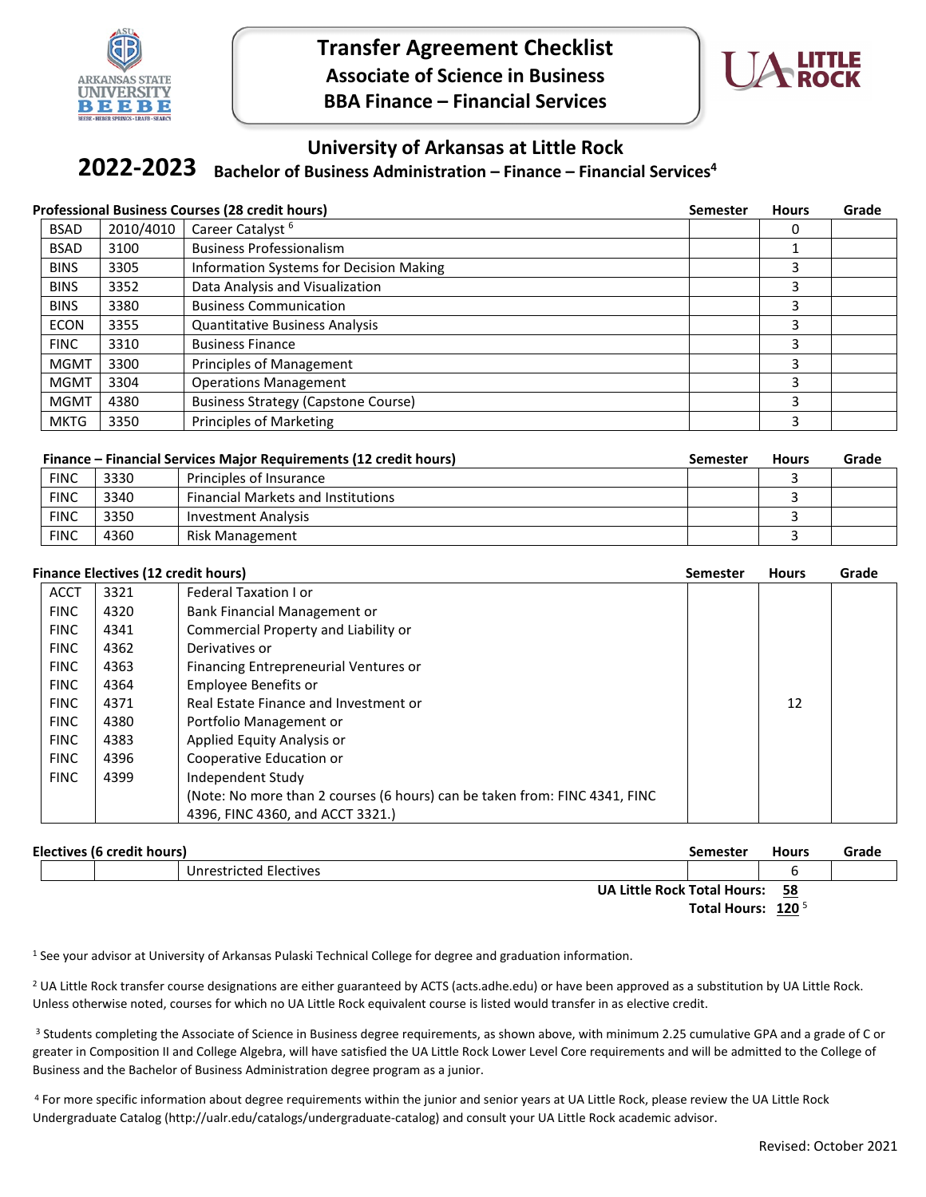# Transfer Agreement Checklist
## Associate of Science in Business
## BBA Finance – Financial Services

## University of Arkansas at Little Rock
**2022-2023** **Bachelor of Business Administration – Finance – Financial Services[4]**

| Professional Business Courses (28 credit hours) | | | Semester | Hours | Grade |
|---|---|---|---|---|---|
| BSAD | 2010/4010 | Career Catalyst [6] | | 0 | |
| BSAD | 3100 | Business Professionalism | | 1 | |
| BINS | 3305 | Information Systems for Decision Making | | 3 | |
| BINS | 3352 | Data Analysis and Visualization | | 3 | |
| BINS | 3380 | Business Communication | | 3 | |
| ECON | 3355 | Quantitative Business Analysis | | 3 | |
| FINC | 3310 | Business Finance | | 3 | |
| MGMT | 3300 | Principles of Management | | 3 | |
| MGMT | 3304 | Operations Management | | 3 | |
| MGMT | 4380 | Business Strategy (Capstone Course) | | 3 | |
| MKTG | 3350 | Principles of Marketing | | 3 | |

| Finance – Financial Services Major Requirements (12 credit hours) | | | Semester | Hours | Grade |
|---|---|---|---|---|---|
| FINC | 3330 | Principles of Insurance | | 3 | |
| FINC | 3340 | Financial Markets and Institutions | | 3 | |
| FINC | 3350 | Investment Analysis | | 3 | |
| FINC | 4360 | Risk Management | | 3 | |

| Finance Electives (12 credit hours) | | | Semester | Hours | Grade |
|---|---|---|---|---|---|
| ACCT | 3321 | Federal Taxation I or | | | |
| FINC | 4320 | Bank Financial Management or | | | |
| FINC | 4341 | Commercial Property and Liability or | | | |
| FINC | 4362 | Derivatives or | | | |
| FINC | 4363 | Financing Entrepreneurial Ventures or | | | |
| FINC | 4364 | Employee Benefits or | | | |
| FINC | 4371 | Real Estate Finance and Investment or | | 12 | |
| FINC | 4380 | Portfolio Management or | | | |
| FINC | 4383 | Applied Equity Analysis or | | | |
| FINC | 4396 | Cooperative Education or | | | |
| FINC | 4399 | Independent Study | | | |
| | | (Note: No more than 2 courses (6 hours) can be taken from: FINC 4341, FINC 4396, FINC 4360, and ACCT 3321.) | | | |

| Electives (6 credit hours) | | | Semester | Hours | Grade |
|---|---|---|---|---|---|
| | | Unrestricted Electives | | 6 | |

**UA Little Rock Total Hours: 58**

**Total Hours: 120** [5]

[1] See your advisor at University of Arkansas Pulaski Technical College for degree and graduation information.

[2] UA Little Rock transfer course designations are either guaranteed by ACTS (acts.adhe.edu) or have been approved as a substitution by UA Little Rock. Unless otherwise noted, courses for which no UA Little Rock equivalent course is listed would transfer in as elective credit.

[3] Students completing the Associate of Science in Business degree requirements, as shown above, with minimum 2.25 cumulative GPA and a grade of C or greater in Composition II and College Algebra, will have satisfied the UA Little Rock Lower Level Core requirements and will be admitted to the College of Business and the Bachelor of Business Administration degree program as a junior.

[4] For more specific information about degree requirements within the junior and senior years at UA Little Rock, please review the UA Little Rock Undergraduate Catalog (http://ualr.edu/catalogs/undergraduate-catalog) and consult your UA Little Rock academic advisor.

Revised: October 2021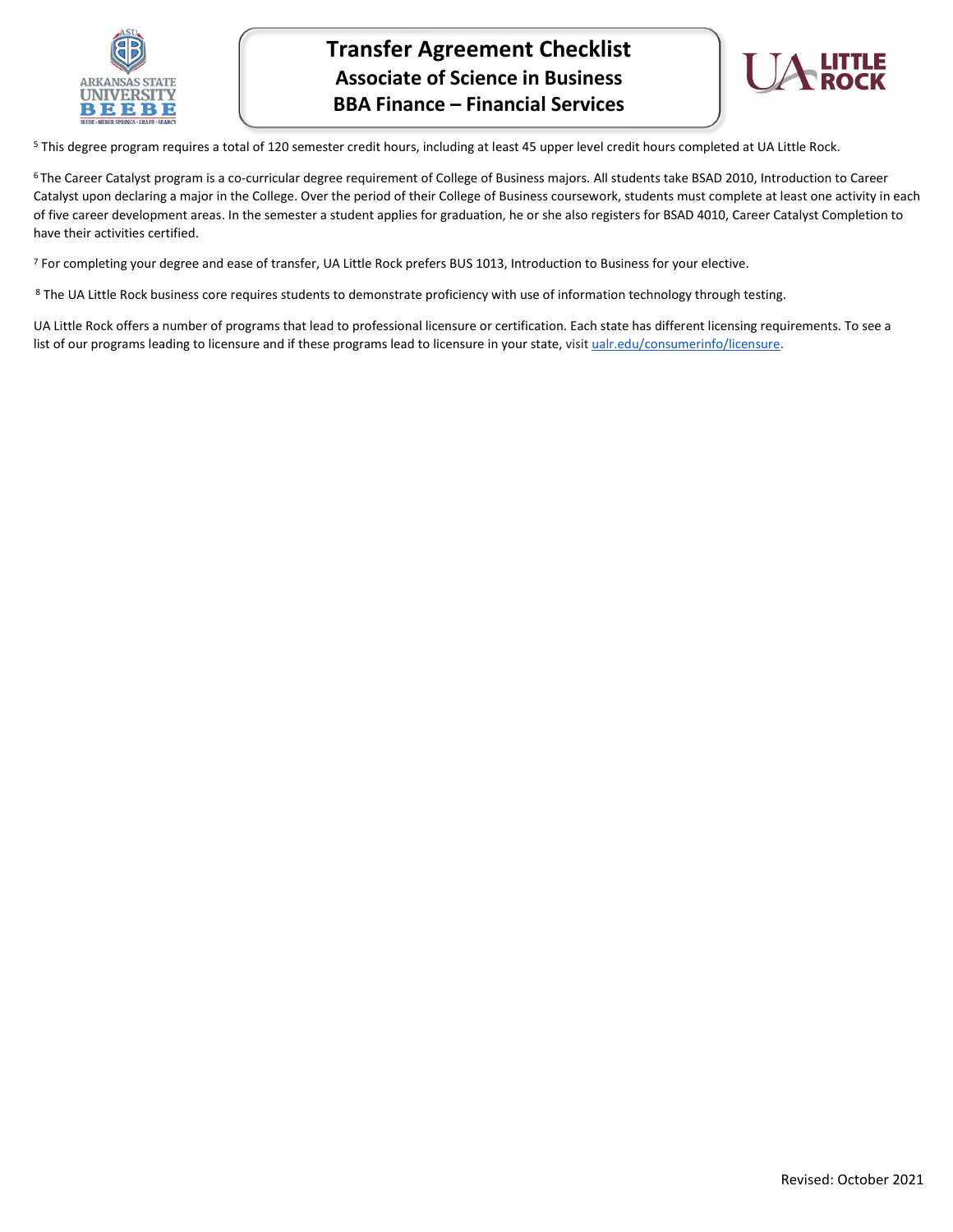# Transfer Agreement Checklist

## Associate of Science in Business

## BBA Finance – Financial Services

[5] This degree program requires a total of 120 semester credit hours, including at least 45 upper level credit hours completed at UA Little Rock.

[6] The Career Catalyst program is a co-curricular degree requirement of College of Business majors. All students take BSAD 2010, Introduction to Career Catalyst upon declaring a major in the College. Over the period of their College of Business coursework, students must complete at least one activity in each of five career development areas. In the semester a student applies for graduation, he or she also registers for BSAD 4010, Career Catalyst Completion to have their activities certified.

[7] For completing your degree and ease of transfer, UA Little Rock prefers BUS 1013, Introduction to Business for your elective.

[8] The UA Little Rock business core requires students to demonstrate proficiency with use of information technology through testing.

UA Little Rock offers a number of programs that lead to professional licensure or certification. Each state has different licensing requirements. To see a list of our programs leading to licensure and if these programs lead to licensure in your state, visit ualr.edu/consumerinfo/licensure.

Revised: October 2021